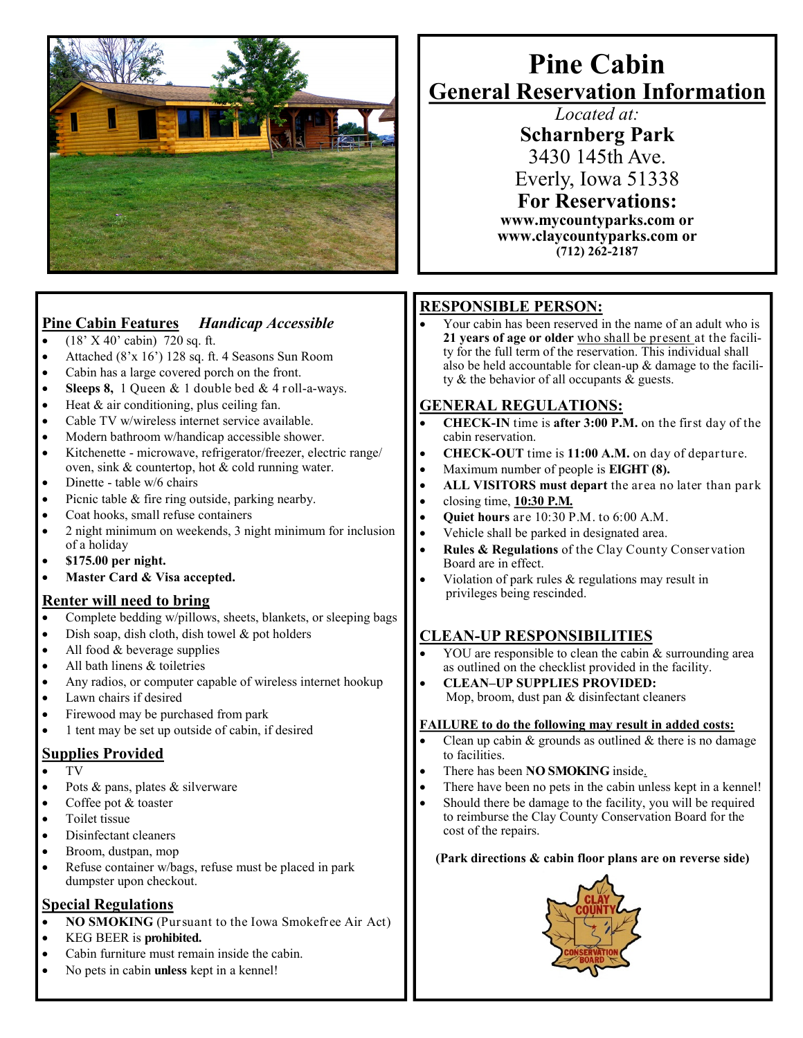# Pine Cabin

## General Reservation Information

*Located at:*

**Scharnberg Park**

3430 145th Ave.

Everly, Iowa 51338

**For Reservations:**

**www.mycountyparks.com or**
**www.claycountyparks.com or**
**(712) 262-2187**

## Pine Cabin Features *Handicap Accessible*

- (18' X 40' cabin) 720 sq. ft.
- Attached (8'x 16') 128 sq. ft. 4 Seasons Sun Room
- Cabin has a large covered porch on the front.
- **Sleeps 8,** 1 Queen & 1 double bed & 4 roll-a-ways.
- Heat & air conditioning, plus ceiling fan.
- Cable TV w/wireless internet service available.
- Modern bathroom w/handicap accessible shower.
- Kitchenette - microwave, refrigerator/freezer, electric range/ oven, sink & countertop, hot & cold running water.
- Dinette - table w/6 chairs
- Picnic table & fire ring outside, parking nearby.
- Coat hooks, small refuse containers
- 2 night minimum on weekends, 3 night minimum for inclusion of a holiday
- **$175.00 per night.**
- **Master Card & Visa accepted.**

## Renter will need to bring

- Complete bedding w/pillows, sheets, blankets, or sleeping bags
- Dish soap, dish cloth, dish towel & pot holders
- All food & beverage supplies
- All bath linens & toiletries
- Any radios, or computer capable of wireless internet hookup
- Lawn chairs if desired
- Firewood may be purchased from park
- 1 tent may be set up outside of cabin, if desired

## Supplies Provided

- TV
- Pots & pans, plates & silverware
- Coffee pot & toaster
- Toilet tissue
- Disinfectant cleaners
- Broom, dustpan, mop
- Refuse container w/bags, refuse must be placed in park dumpster upon checkout.

## Special Regulations

- **NO SMOKING** (Pursuant to the Iowa Smokefree Air Act)
- KEG BEER is **prohibited.**
- Cabin furniture must remain inside the cabin.
- No pets in cabin **unless** kept in a kennel!

## RESPONSIBLE PERSON:

- Your cabin has been reserved in the name of an adult who is **21 years of age or older** who shall be present at the facility for the full term of the reservation. This individual shall also be held accountable for clean-up & damage to the facility & the behavior of all occupants & guests.

## GENERAL REGULATIONS:

- **CHECK-IN** time is **after 3:00 P.M.** on the first day of the cabin reservation.
- **CHECK-OUT** time is **11:00 A.M.** on day of departure.
- Maximum number of people is **EIGHT (8).**
- **ALL VISITORS must depart** the area no later than park
- closing time, **10:30 P.M.**
- **Quiet hours** are 10:30 P.M. to 6:00 A.M.
- Vehicle shall be parked in designated area.
- **Rules & Regulations** of the Clay County Conservation Board are in effect.
- Violation of park rules & regulations may result in privileges being rescinded.

## CLEAN-UP RESPONSIBILITIES

- YOU are responsible to clean the cabin & surrounding area as outlined on the checklist provided in the facility.
- **CLEAN–UP SUPPLIES PROVIDED:** Mop, broom, dust pan & disinfectant cleaners

### FAILURE to do the following may result in added costs:

- Clean up cabin & grounds as outlined & there is no damage to facilities.
- There has been **NO SMOKING** inside.
- There have been no pets in the cabin unless kept in a kennel!
- Should there be damage to the facility, you will be required to reimburse the Clay County Conservation Board for the cost of the repairs.

**(Park directions & cabin floor plans are on reverse side)**

CLAY COUNTY CONSERVATION BOARD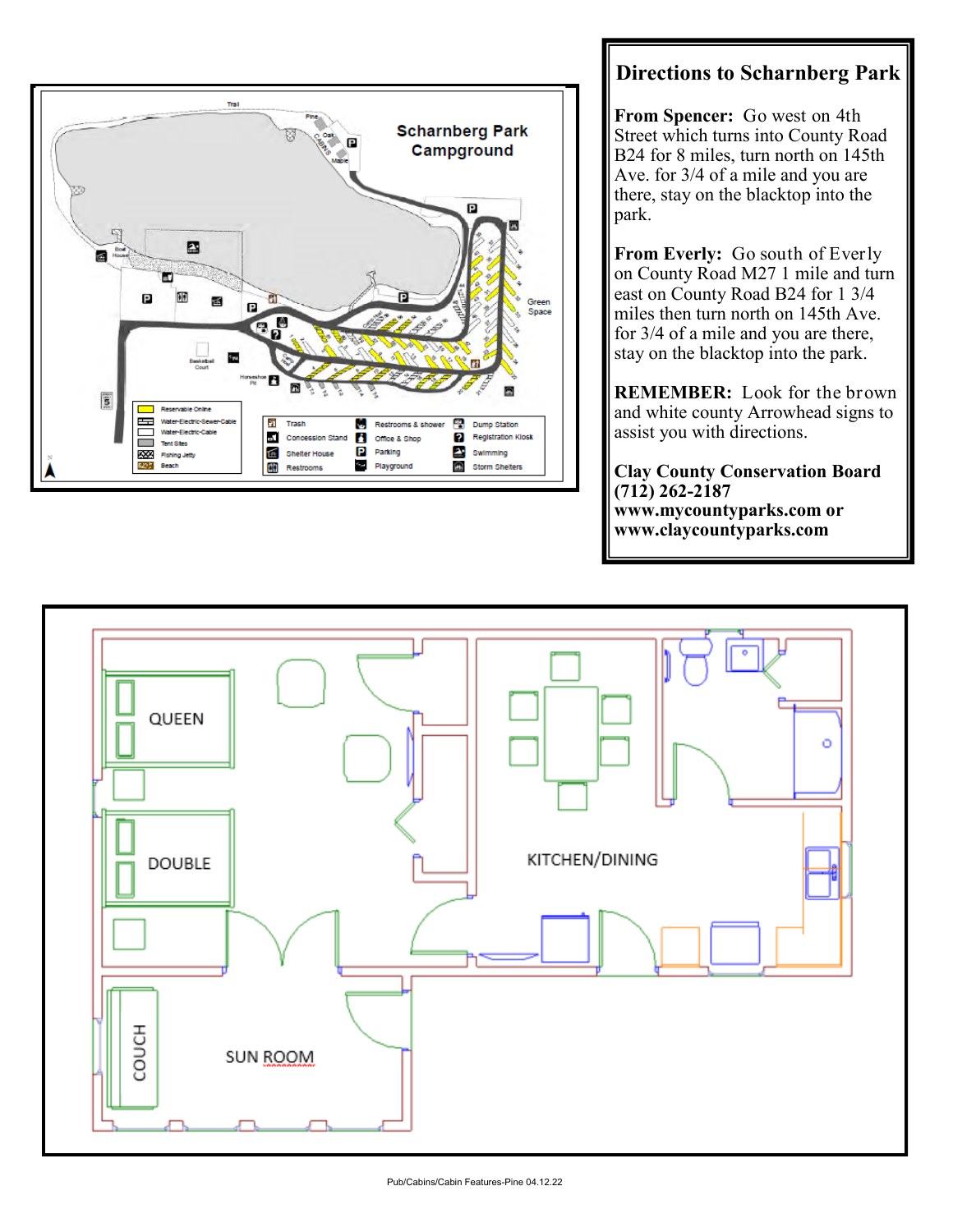## Directions to Scharnberg Park

**From Spencer:** Go west on 4th Street which turns into County Road B24 for 8 miles, turn north on 145th Ave. for 3/4 of a mile and you are there, stay on the blacktop into the park.

**From Everly:** Go south of Everly on County Road M27 1 mile and turn east on County Road B24 for 1 3/4 miles then turn north on 145th Ave. for 3/4 of a mile and you are there, stay on the blacktop into the park.

**REMEMBER:** Look for the brown and white county Arrowhead signs to assist you with directions.

**Clay County Conservation Board**
**(712) 262-2187**
**www.mycountyparks.com or**
**www.claycountyparks.com**

Scharnberg Park Campground

Trail

Pine
Oak
CABINS
Maple

Boat House

Green Space

Basketball Court

Horseshoe Pit

Reservable Online
Water-Electric-Sewer-Cable
Water-Electric-Cable
Tent Sites
Fishing Jetty
Beach

Trash
Concession Stand
Shelter House
Restrooms
Restrooms & shower
Office & Shop
Parking
Playground
Dump Station
Registration Kiosk
Swimming
Storm Shelters

QUEEN

DOUBLE

COUCH

SUN ROOM

KITCHEN/DINING

Pub/Cabins/Cabin Features-Pine 04.12.22